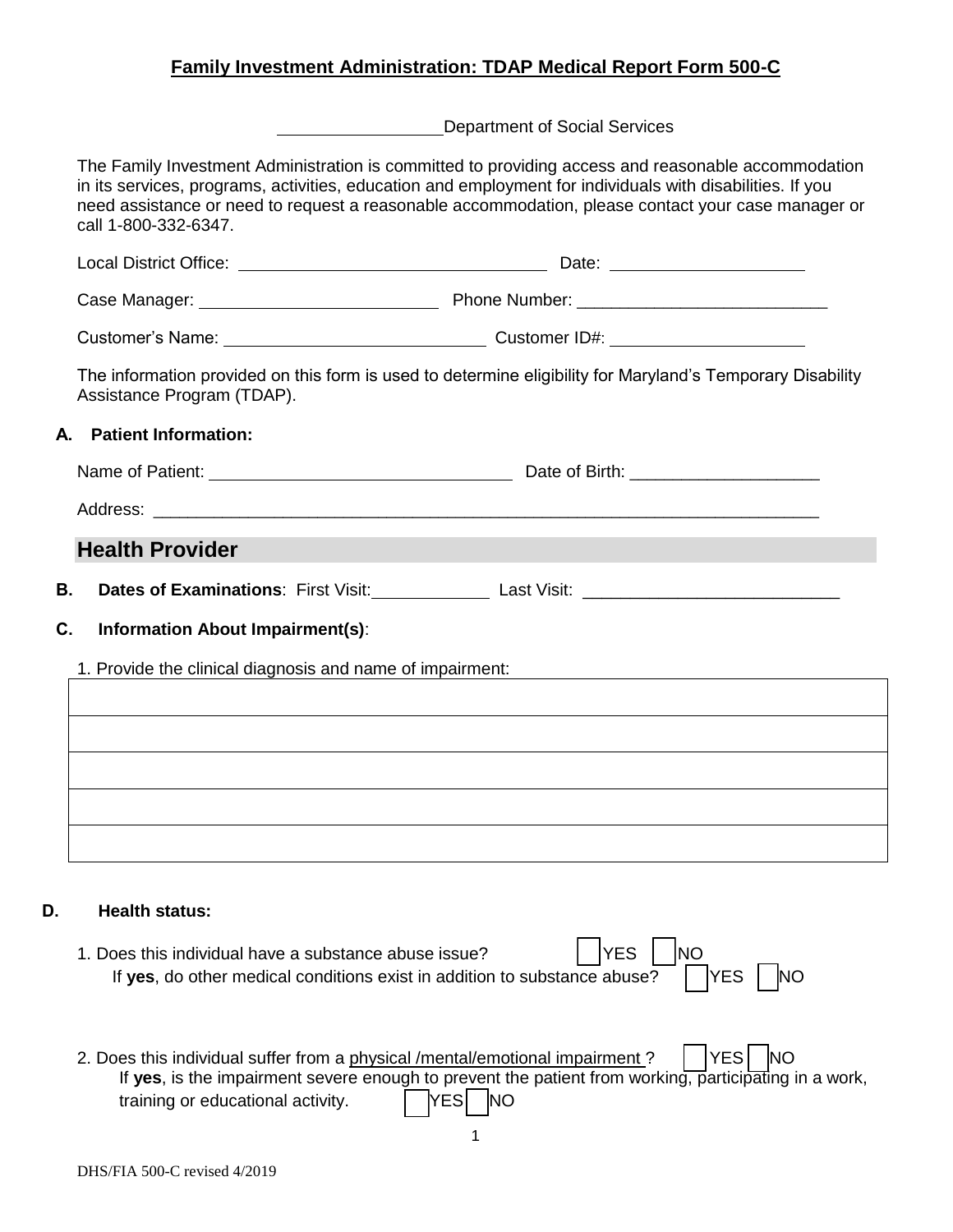## Family Investment Administration: TDAP Medical Report Form 500-C

\_\_\_\_\_\_\_\_\_\_\_\_\_\_\_\_\_\_Department of Social Services

The Family Investment Administration is committed to providing access and reasonable accommodation in its services, programs, activities, education and employment for individuals with disabilities. If you need assistance or need to request a reasonable accommodation, please contact your case manager or call 1-800-332-6347.

Local District Office: \_\_\_\_\_\_\_\_\_\_\_\_\_\_\_\_\_\_\_\_\_\_\_\_\_\_\_\_\_\_\_\_ Date: \_\_\_\_\_\_\_\_\_\_\_\_\_\_\_\_\_\_\_\_

Case Manager: \_\_\_\_\_\_\_\_\_\_\_\_\_\_\_\_\_\_\_\_\_\_\_\_\_ Phone Number: \_\_\_\_\_\_\_\_\_\_\_\_\_\_\_\_\_\_\_\_\_\_\_\_\_\_\_

Customer's Name: \_\_\_\_\_\_\_\_\_\_\_\_\_\_\_\_\_\_\_\_\_\_\_\_\_\_\_\_ Customer ID#: \_\_\_\_\_\_\_\_\_\_\_\_\_\_\_\_\_\_\_\_

The information provided on this form is used to determine eligibility for Maryland's Temporary Disability Assistance Program (TDAP).

**A. Patient Information:**

Name of Patient: \_\_\_\_\_\_\_\_\_\_\_\_\_\_\_\_\_\_\_\_\_\_\_\_\_\_\_\_\_\_\_\_ Date of Birth: \_\_\_\_\_\_\_\_\_\_\_\_\_\_\_\_\_\_\_\_

Address: \_\_\_\_\_\_\_\_\_\_\_\_\_\_\_\_\_\_\_\_\_\_\_\_\_\_\_\_\_\_\_\_\_\_\_\_\_\_\_\_\_\_\_\_\_\_\_\_\_\_\_\_\_\_\_\_\_\_\_\_\_\_\_\_\_\_\_\_\_\_\_\_

## Health Provider

**B. Dates of Examinations**: First Visit:\_\_\_\_\_\_\_\_\_\_\_\_ Last Visit: \_\_\_\_\_\_\_\_\_\_\_\_\_\_\_\_\_\_\_\_\_\_\_\_\_\_\_

**C. Information About Impairment(s)**:

1. Provide the clinical diagnosis and name of impairment:

| |
|---|
| |
| |
| |
| |
| |

**D. Health status:**

1. Does this individual have a substance abuse issue? ☐ YES ☐ NO
   If **yes**, do other medical conditions exist in addition to substance abuse? ☐ YES ☐ NO

2. Does this individual suffer from a <u>physical /mental/emotional impairment</u> ? ☐ YES ☐ NO
   If **yes**, is the impairment severe enough to prevent the patient from working, participating in a work, training or educational activity. ☐ YES ☐ NO

DHS/FIA 500-C revised 4/2019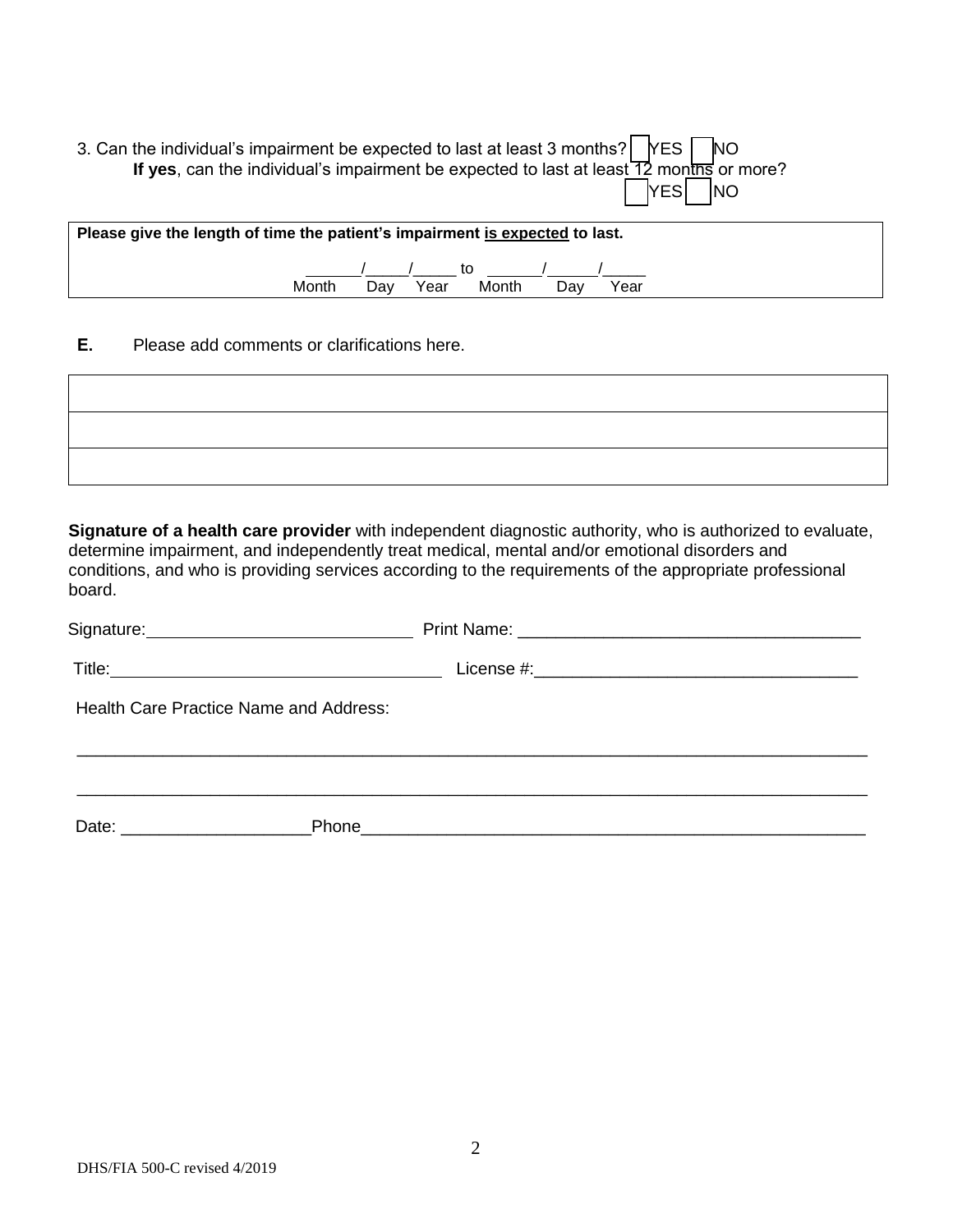3. Can the individual's impairment be expected to last at least 3 months? ☐ YES ☐ NO

**If yes**, can the individual's impairment be expected to last at least 12 months or more? ☐ YES ☐ NO

| **Please give the length of time the patient's impairment is expected to last.** |
|---|
| ______/_____/_____ to ______/______/_____ <br> Month Day Year Month Day Year |

**E.** Please add comments or clarifications here.

| |
|---|
| |
| |
| |

**Signature of a health care provider** with independent diagnostic authority, who is authorized to evaluate, determine impairment, and independently treat medical, mental and/or emotional disorders and conditions, and who is providing services according to the requirements of the appropriate professional board.

Signature:____________________________ Print Name: ____________________________________

Title:__________________________________ License #:__________________________________

Health Care Practice Name and Address:

_____________________________________________________________________________________

_____________________________________________________________________________________

Date: ____________________Phone_______________________________________________________

DHS/FIA 500-C revised 4/2019